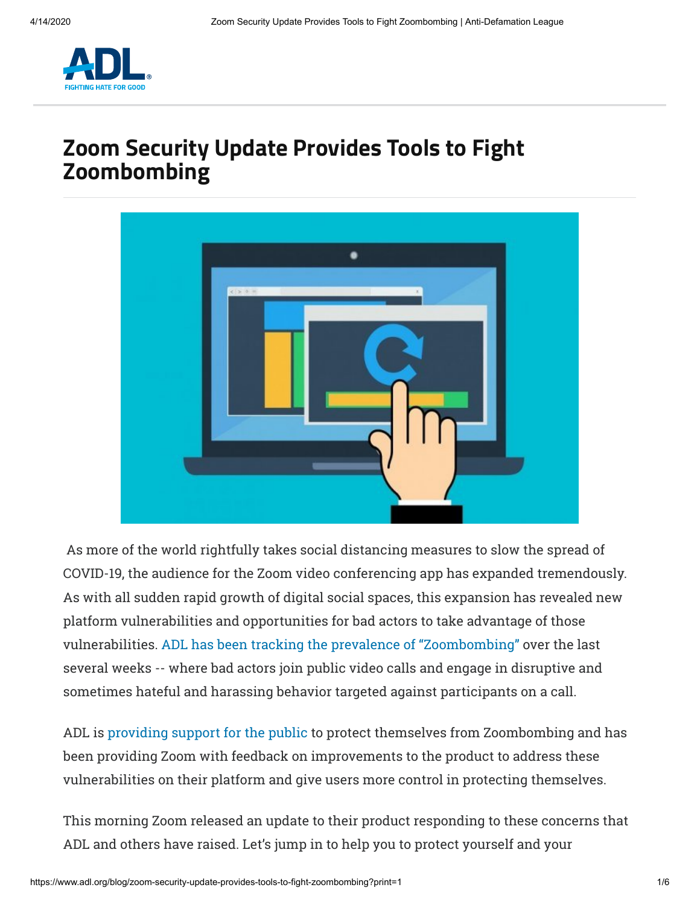# Zoom Security Update Provides Tools to Fight Zoombombing

As more of the world rightfully takes social distancing measures to slow the spread of COVID-19, the audience for the Zoom video conferencing app has expanded tremendously. As with all sudden rapid growth of digital social spaces, this expansion has revealed new platform vulnerabilities and opportunities for bad actors to take advantage of those vulnerabilities. ADL has been tracking the prevalence of "Zoombombing" over the last several weeks -- where bad actors join public video calls and engage in disruptive and sometimes hateful and harassing behavior targeted against participants on a call.

ADL is providing support for the public to protect themselves from Zoombombing and has been providing Zoom with feedback on improvements to the product to address these vulnerabilities on their platform and give users more control in protecting themselves.

This morning Zoom released an update to their product responding to these concerns that ADL and others have raised. Let's jump in to help you to protect yourself and your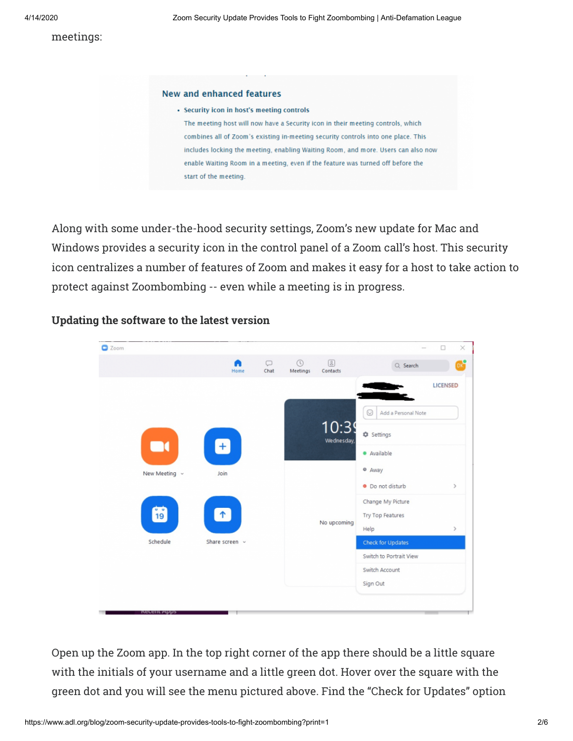meetings:

Along with some under-the-hood security settings, Zoom's new update for Mac and Windows provides a security icon in the control panel of a Zoom call's host. This security icon centralizes a number of features of Zoom and makes it easy for a host to take action to protect against Zoombombing -- even while a meeting is in progress.

**Updating the software to the latest version**

Open up the Zoom app. In the top right corner of the app there should be a little square with the initials of your username and a little green dot. Hover over the square with the green dot and you will see the menu pictured above. Find the "Check for Updates" option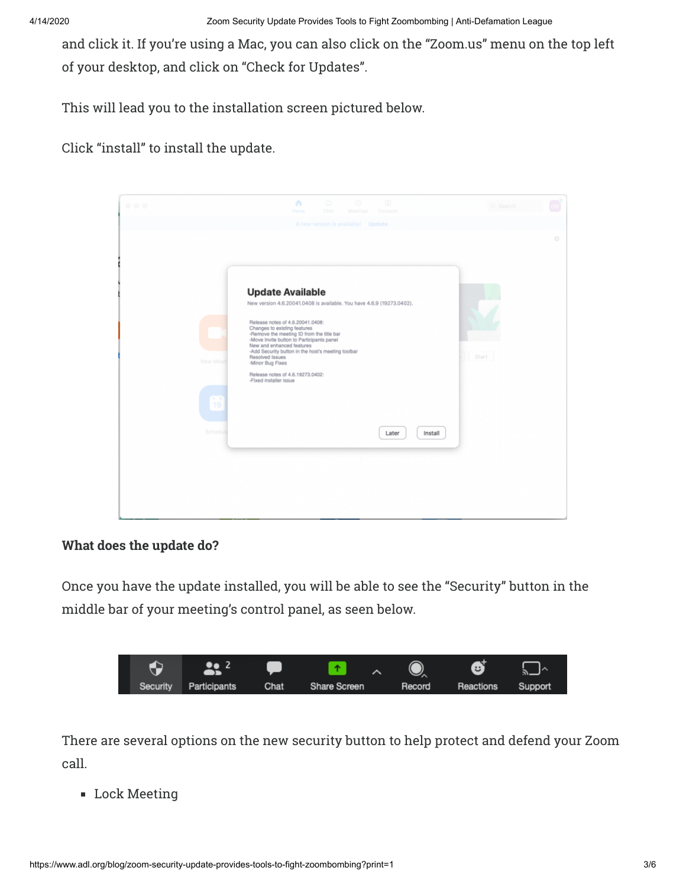and click it. If you're using a Mac, you can also click on the "Zoom.us" menu on the top left of your desktop, and click on "Check for Updates".

This will lead you to the installation screen pictured below.

Click "install" to install the update.

**What does the update do?**

Once you have the update installed, you will be able to see the "Security" button in the middle bar of your meeting's control panel, as seen below.

There are several options on the new security button to help protect and defend your Zoom call.

- Lock Meeting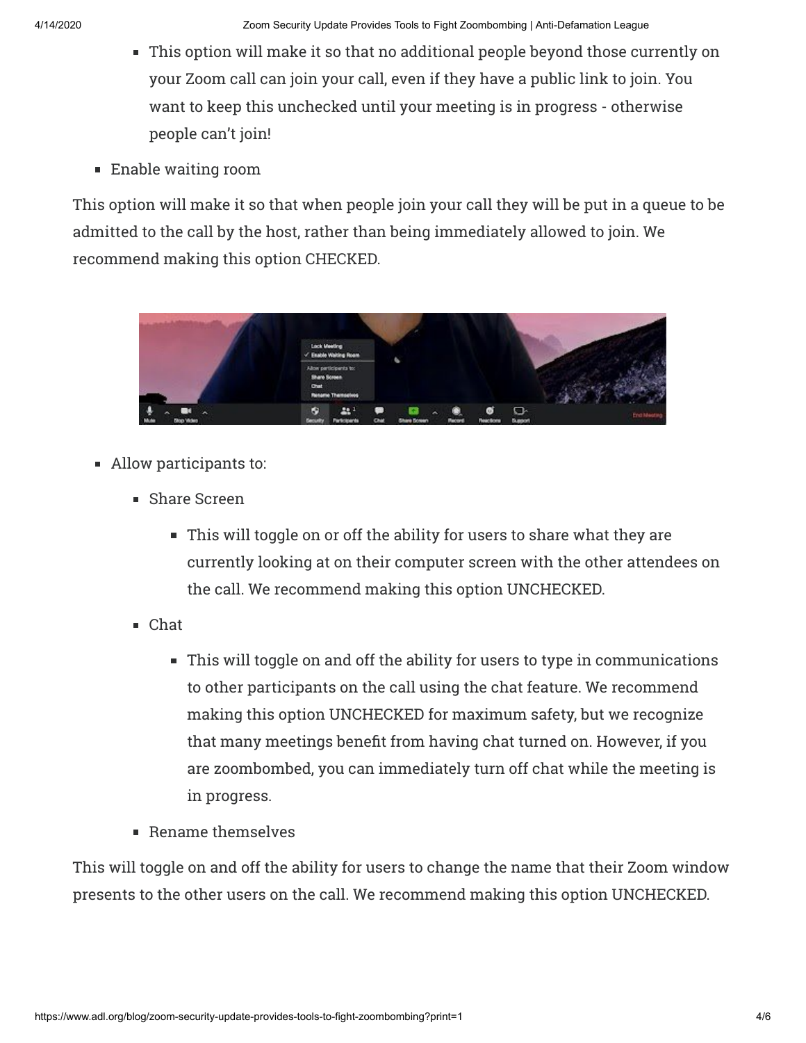- This option will make it so that no additional people beyond those currently on your Zoom call can join your call, even if they have a public link to join. You want to keep this unchecked until your meeting is in progress - otherwise people can't join!

- Enable waiting room

This option will make it so that when people join your call they will be put in a queue to be admitted to the call by the host, rather than being immediately allowed to join. We recommend making this option CHECKED.

- Allow participants to:
  - Share Screen
    - This will toggle on or off the ability for users to share what they are currently looking at on their computer screen with the other attendees on the call. We recommend making this option UNCHECKED.
  - Chat
    - This will toggle on and off the ability for users to type in communications to other participants on the call using the chat feature. We recommend making this option UNCHECKED for maximum safety, but we recognize that many meetings benefit from having chat turned on. However, if you are zoombombed, you can immediately turn off chat while the meeting is in progress.
  - Rename themselves

This will toggle on and off the ability for users to change the name that their Zoom window presents to the other users on the call. We recommend making this option UNCHECKED.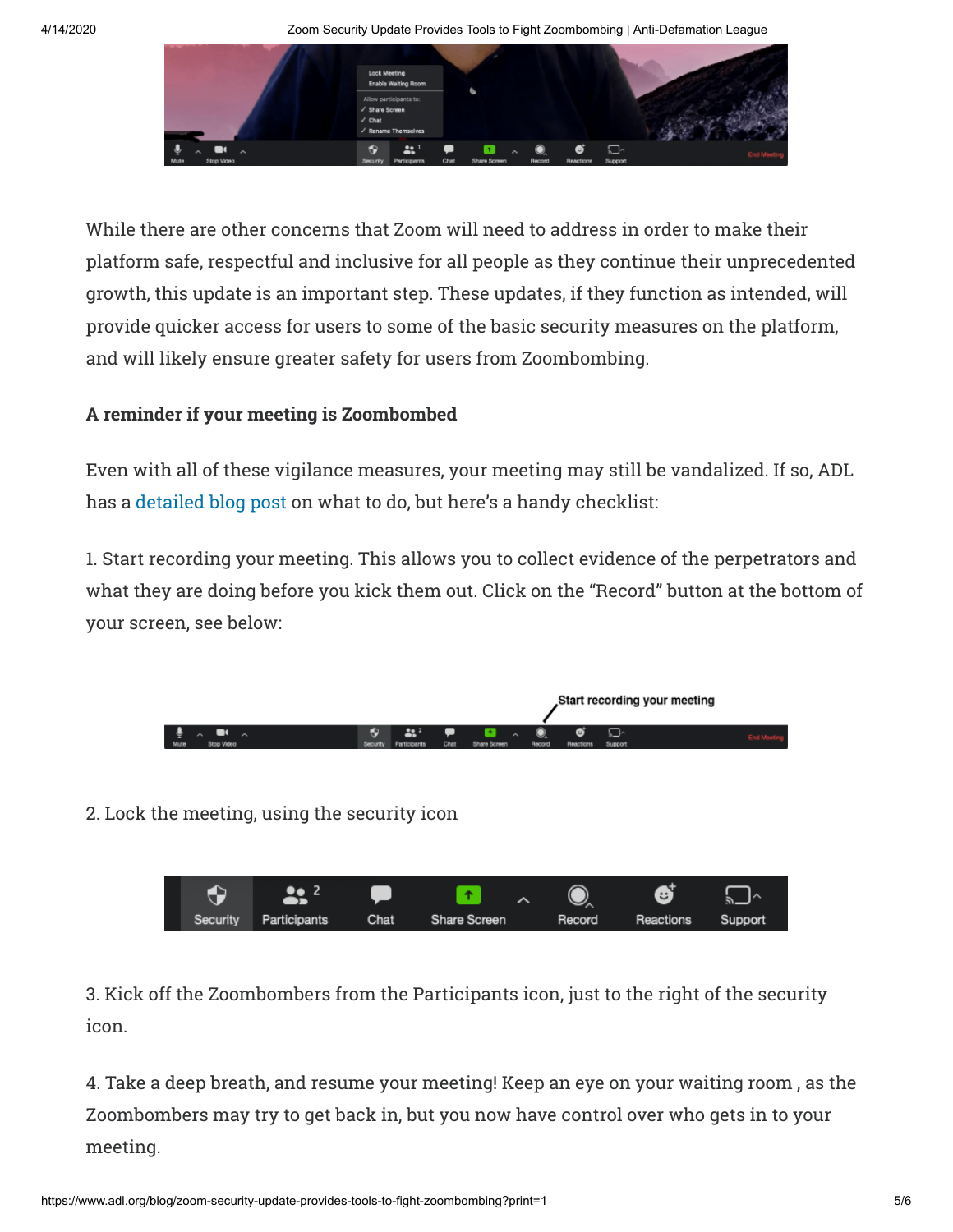While there are other concerns that Zoom will need to address in order to make their platform safe, respectful and inclusive for all people as they continue their unprecedented growth, this update is an important step. These updates, if they function as intended, will provide quicker access for users to some of the basic security measures on the platform, and will likely ensure greater safety for users from Zoombombing.

**A reminder if your meeting is Zoombombed**

Even with all of these vigilance measures, your meeting may still be vandalized. If so, ADL has a detailed blog post on what to do, but here's a handy checklist:

1. Start recording your meeting. This allows you to collect evidence of the perpetrators and what they are doing before you kick them out. Click on the "Record" button at the bottom of your screen, see below:

2. Lock the meeting, using the security icon

3. Kick off the Zoombombers from the Participants icon, just to the right of the security icon.

4. Take a deep breath, and resume your meeting! Keep an eye on your waiting room , as the Zoombombers may try to get back in, but you now have control over who gets in to your meeting.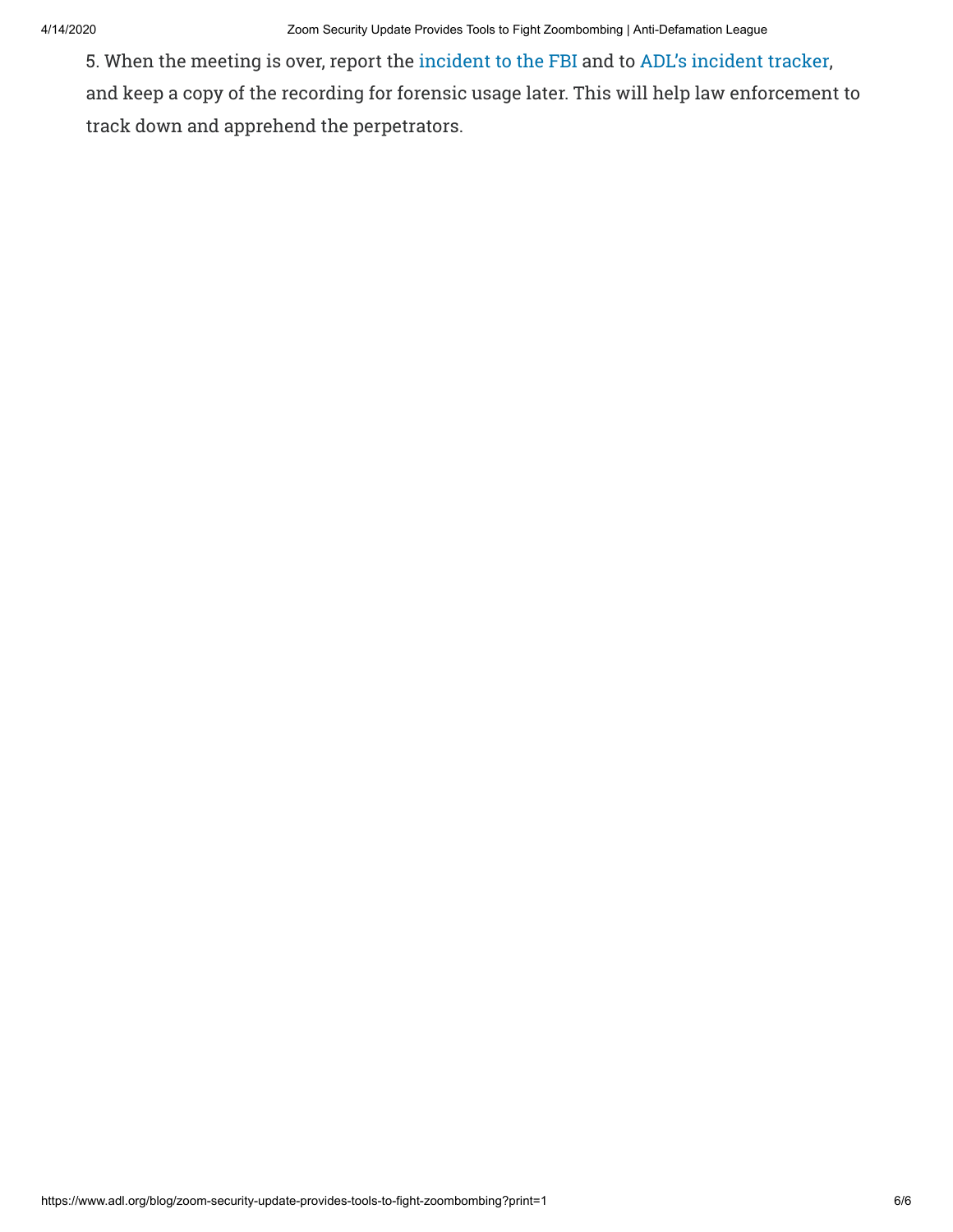5. When the meeting is over, report the incident to the FBI and to ADL's incident tracker, and keep a copy of the recording for forensic usage later. This will help law enforcement to track down and apprehend the perpetrators.